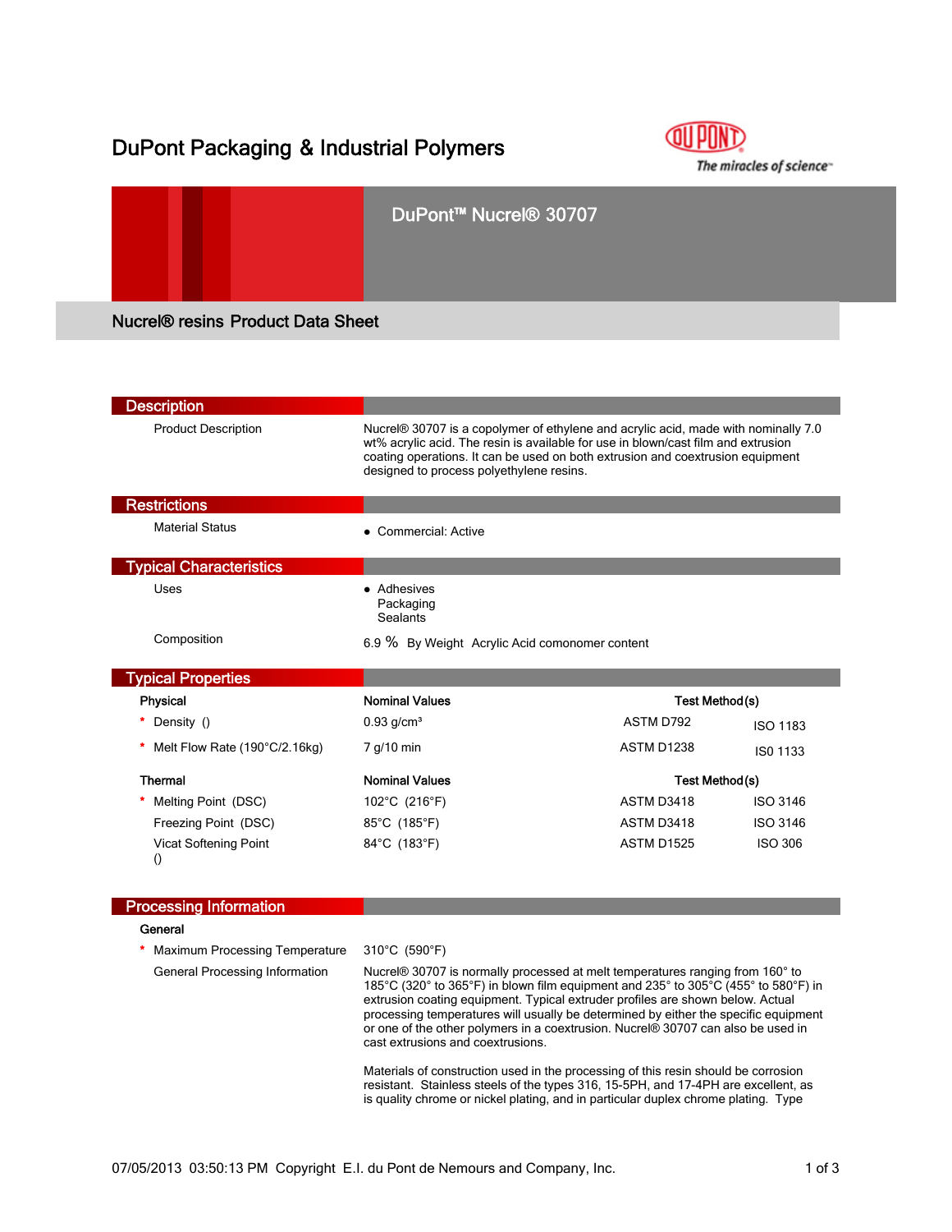# DuPont Packaging & Industrial Polymers

## DuPont™ Nucrel® 30707

### Nucrel® resins Product Data Sheet

## Description

| | |
|---|---|
| Product Description | Nucrel® 30707 is a copolymer of ethylene and acrylic acid, made with nominally 7.0 wt% acrylic acid. The resin is available for use in blown/cast film and extrusion coating operations. It can be used on both extrusion and coextrusion equipment designed to process polyethylene resins. |

## Restrictions

| | |
|---|---|
| Material Status | • Commercial: Active |

## Typical Characteristics

| | |
|---|---|
| Uses | • Adhesives<br>Packaging<br>Sealants |
| Composition | 6.9 % By Weight Acrylic Acid comonomer content |

## Typical Properties

| Physical | Nominal Values | Test Method(s) | |
|---|---|---|---|
| * Density () | 0.93 g/cm³ | ASTM D792 | ISO 1183 |
| * Melt Flow Rate (190°C/2.16kg) | 7 g/10 min | ASTM D1238 | IS0 1133 |

| Thermal | Nominal Values | Test Method(s) | |
|---|---|---|---|
| * Melting Point (DSC) | 102°C (216°F) | ASTM D3418 | ISO 3146 |
| Freezing Point (DSC) | 85°C (185°F) | ASTM D3418 | ISO 3146 |
| Vicat Softening Point () | 84°C (183°F) | ASTM D1525 | ISO 306 |

## Processing Information

**General**

| | |
|---|---|
| * Maximum Processing Temperature | 310°C (590°F) |
| General Processing Information | Nucrel® 30707 is normally processed at melt temperatures ranging from 160° to 185°C (320° to 365°F) in blown film equipment and 235° to 305°C (455° to 580°F) in extrusion coating equipment. Typical extruder profiles are shown below. Actual processing temperatures will usually be determined by either the specific equipment or one of the other polymers in a coextrusion. Nucrel® 30707 can also be used in cast extrusions and coextrusions.<br><br>Materials of construction used in the processing of this resin should be corrosion resistant. Stainless steels of the types 316, 15-5PH, and 17-4PH are excellent, as is quality chrome or nickel plating, and in particular duplex chrome plating. Type |

07/05/2013 03:50:13 PM Copyright E.I. du Pont de Nemours and Company, Inc.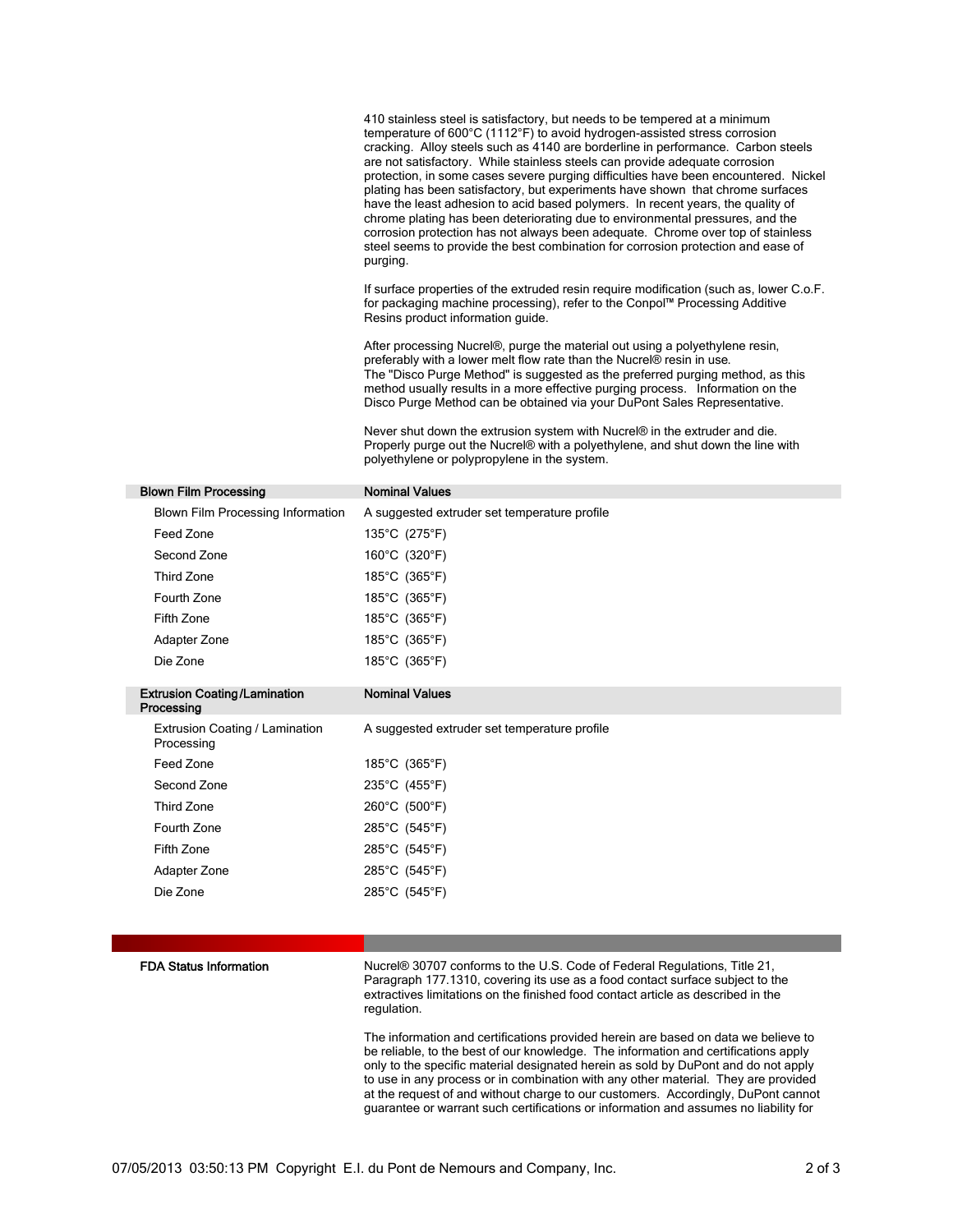410 stainless steel is satisfactory, but needs to be tempered at a minimum temperature of 600°C (1112°F) to avoid hydrogen-assisted stress corrosion cracking. Alloy steels such as 4140 are borderline in performance. Carbon steels are not satisfactory. While stainless steels can provide adequate corrosion protection, in some cases severe purging difficulties have been encountered. Nickel plating has been satisfactory, but experiments have shown that chrome surfaces have the least adhesion to acid based polymers. In recent years, the quality of chrome plating has been deteriorating due to environmental pressures, and the corrosion protection has not always been adequate. Chrome over top of stainless steel seems to provide the best combination for corrosion protection and ease of purging.

If surface properties of the extruded resin require modification (such as, lower C.o.F. for packaging machine processing), refer to the Conpol™ Processing Additive Resins product information guide.

After processing Nucrel®, purge the material out using a polyethylene resin, preferably with a lower melt flow rate than the Nucrel® resin in use.
The "Disco Purge Method" is suggested as the preferred purging method, as this method usually results in a more effective purging process. Information on the Disco Purge Method can be obtained via your DuPont Sales Representative.

Never shut down the extrusion system with Nucrel® in the extruder and die. Properly purge out the Nucrel® with a polyethylene, and shut down the line with polyethylene or polypropylene in the system.

| Blown Film Processing | Nominal Values |
|---|---|
| Blown Film Processing Information | A suggested extruder set temperature profile |
| Feed Zone | 135°C (275°F) |
| Second Zone | 160°C (320°F) |
| Third Zone | 185°C (365°F) |
| Fourth Zone | 185°C (365°F) |
| Fifth Zone | 185°C (365°F) |
| Adapter Zone | 185°C (365°F) |
| Die Zone | 185°C (365°F) |

| Extrusion Coating/Lamination Processing | Nominal Values |
|---|---|
| Extrusion Coating / Lamination Processing | A suggested extruder set temperature profile |
| Feed Zone | 185°C (365°F) |
| Second Zone | 235°C (455°F) |
| Third Zone | 260°C (500°F) |
| Fourth Zone | 285°C (545°F) |
| Fifth Zone | 285°C (545°F) |
| Adapter Zone | 285°C (545°F) |
| Die Zone | 285°C (545°F) |

**FDA Status Information**

Nucrel® 30707 conforms to the U.S. Code of Federal Regulations, Title 21, Paragraph 177.1310, covering its use as a food contact surface subject to the extractives limitations on the finished food contact article as described in the regulation.

The information and certifications provided herein are based on data we believe to be reliable, to the best of our knowledge. The information and certifications apply only to the specific material designated herein as sold by DuPont and do not apply to use in any process or in combination with any other material. They are provided at the request of and without charge to our customers. Accordingly, DuPont cannot guarantee or warrant such certifications or information and assumes no liability for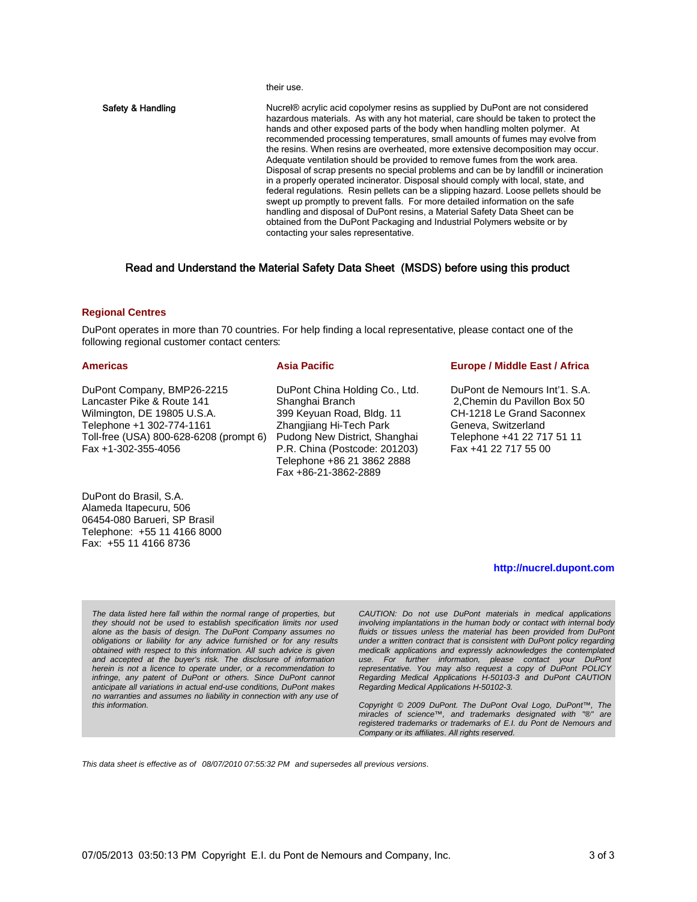their use.

**Safety & Handling**

Nucrel® acrylic acid copolymer resins as supplied by DuPont are not considered hazardous materials. As with any hot material, care should be taken to protect the hands and other exposed parts of the body when handling molten polymer. At recommended processing temperatures, small amounts of fumes may evolve from the resins. When resins are overheated, more extensive decomposition may occur. Adequate ventilation should be provided to remove fumes from the work area. Disposal of scrap presents no special problems and can be by landfill or incineration in a properly operated incinerator. Disposal should comply with local, state, and federal regulations. Resin pellets can be a slipping hazard. Loose pellets should be swept up promptly to prevent falls. For more detailed information on the safe handling and disposal of DuPont resins, a Material Safety Data Sheet can be obtained from the DuPont Packaging and Industrial Polymers website or by contacting your sales representative.

**Read and Understand the Material Safety Data Sheet (MSDS) before using this product**

## Regional Centres

DuPont operates in more than 70 countries. For help finding a local representative, please contact one of the following regional customer contact centers:

### Americas

DuPont Company, BMP26-2215
Lancaster Pike & Route 141
Wilmington, DE 19805 U.S.A.
Telephone +1 302-774-1161
Toll-free (USA) 800-628-6208 (prompt 6)
Fax +1-302-355-4056

DuPont do Brasil, S.A.
Alameda Itapecuru, 506
06454-080 Barueri, SP Brasil
Telephone: +55 11 4166 8000
Fax: +55 11 4166 8736

### Asia Pacific

DuPont China Holding Co., Ltd.
Shanghai Branch
399 Keyuan Road, Bldg. 11
Zhangjiang Hi-Tech Park
Pudong New District, Shanghai
P.R. China (Postcode: 201203)
Telephone +86 21 3862 2888
Fax +86-21-3862-2889

### Europe / Middle East / Africa

DuPont de Nemours Int'1. S.A.
2,Chemin du Pavillon Box 50
CH-1218 Le Grand Saconnex
Geneva, Switzerland
Telephone +41 22 717 51 11
Fax +41 22 717 55 00

**http://nucrel.dupont.com**

*The data listed here fall within the normal range of properties, but they should not be used to establish specification limits nor used alone as the basis of design. The DuPont Company assumes no obligations or liability for any advice furnished or for any results obtained with respect to this information. All such advice is given and accepted at the buyer's risk. The disclosure of information herein is not a licence to operate under, or a recommendation to infringe, any patent of DuPont or others. Since DuPont cannot anticipate all variations in actual end-use conditions, DuPont makes no warranties and assumes no liability in connection with any use of this information.*

*CAUTION: Do not use DuPont materials in medical applications involving implantations in the human body or contact with internal body fluids or tissues unless the material has been provided from DuPont under a written contract that is consistent with DuPont policy regarding medicalk applications and expressly acknowledges the contemplated use. For further information, please contact your DuPont representative. You may also request a copy of DuPont POLICY Regarding Medical Applications H-50103-3 and DuPont CAUTION Regarding Medical Applications H-50102-3.*

*Copyright © 2009 DuPont. The DuPont Oval Logo, DuPont™, The miracles of science™, and trademarks designated with "®" are registered trademarks or trademarks of E.I. du Pont de Nemours and Company or its affiliates. All rights reserved.*

*This data sheet is effective as of 08/07/2010 07:55:32 PM and supersedes all previous versions.*

07/05/2013 03:50:13 PM Copyright E.I. du Pont de Nemours and Company, Inc.